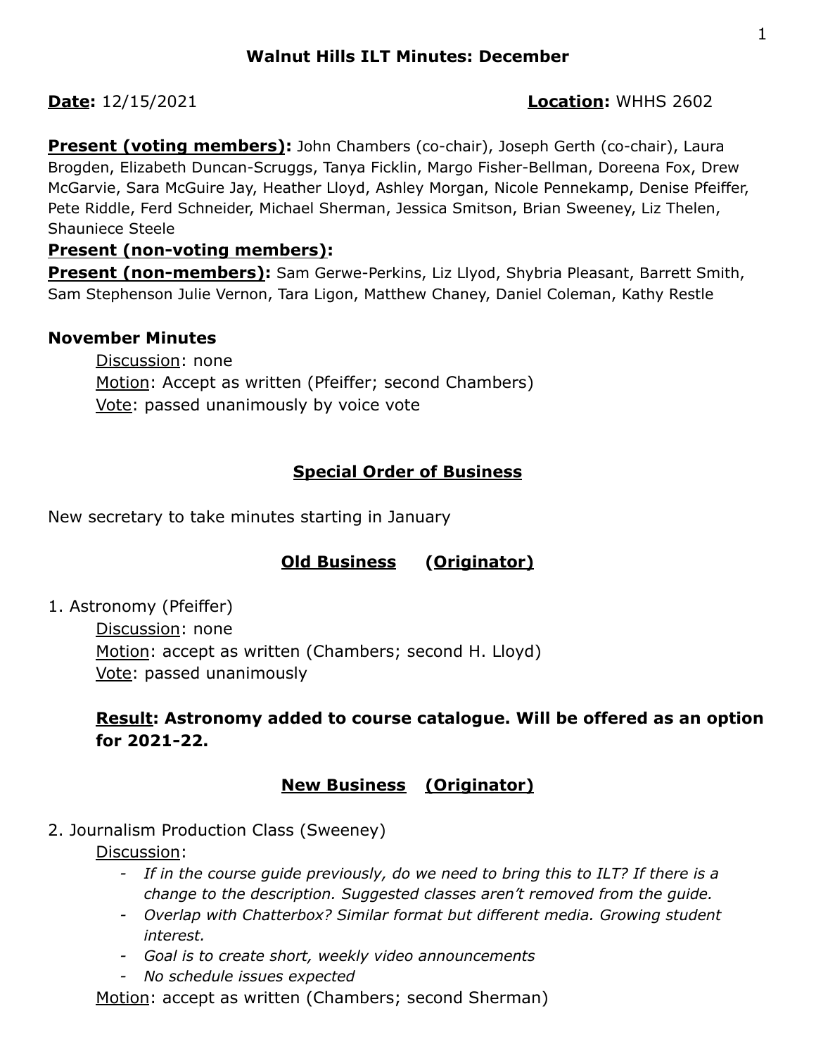# Walnut Hills ILT Minutes: December

**Date:** 12/15/2021 **Location:** WHHS 2602

**Present (voting members):** John Chambers (co-chair), Joseph Gerth (co-chair), Laura Brogden, Elizabeth Duncan-Scruggs, Tanya Ficklin, Margo Fisher-Bellman, Doreena Fox, Drew McGarvie, Sara McGuire Jay, Heather Lloyd, Ashley Morgan, Nicole Pennekamp, Denise Pfeiffer, Pete Riddle, Ferd Schneider, Michael Sherman, Jessica Smitson, Brian Sweeney, Liz Thelen, Shauniece Steele

**Present (non-voting members):**

**Present (non-members):** Sam Gerwe-Perkins, Liz Llyod, Shybria Pleasant, Barrett Smith, Sam Stephenson Julie Vernon, Tara Ligon, Matthew Chaney, Daniel Coleman, Kathy Restle

**November Minutes**

Discussion: none
Motion: Accept as written (Pfeiffer; second Chambers)
Vote: passed unanimously by voice vote

## Special Order of Business

New secretary to take minutes starting in January

## Old Business (Originator)

1. Astronomy (Pfeiffer)

   Discussion: none
   Motion: accept as written (Chambers; second H. Lloyd)
   Vote: passed unanimously

   **Result: Astronomy added to course catalogue. Will be offered as an option for 2021-22.**

## New Business (Originator)

2. Journalism Production Class (Sweeney)

   Discussion:
   - *If in the course guide previously, do we need to bring this to ILT? If there is a change to the description. Suggested classes aren't removed from the guide.*
   - *Overlap with Chatterbox? Similar format but different media. Growing student interest.*
   - *Goal is to create short, weekly video announcements*
   - *No schedule issues expected*

   Motion: accept as written (Chambers; second Sherman)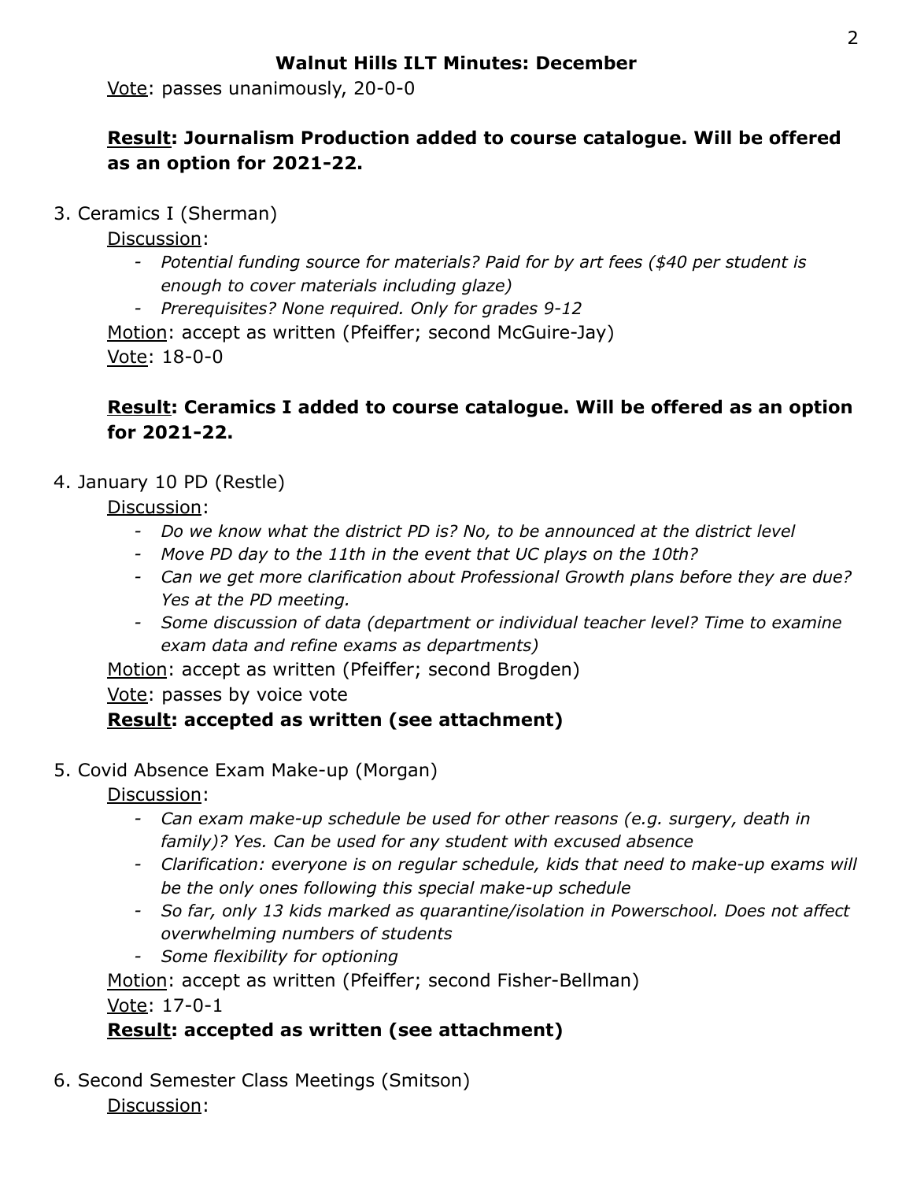Vote: passes unanimously, 20-0-0

**Result: Journalism Production added to course catalogue. Will be offered as an option for 2021-22.**

3. Ceramics I (Sherman)

   Discussion:
   - *Potential funding source for materials? Paid for by art fees ($40 per student is enough to cover materials including glaze)*
   - *Prerequisites? None required. Only for grades 9-12*

   Motion: accept as written (Pfeiffer; second McGuire-Jay)

   Vote: 18-0-0

   **Result: Ceramics I added to course catalogue. Will be offered as an option for 2021-22.**

4. January 10 PD (Restle)

   Discussion:
   - *Do we know what the district PD is? No, to be announced at the district level*
   - *Move PD day to the 11th in the event that UC plays on the 10th?*
   - *Can we get more clarification about Professional Growth plans before they are due? Yes at the PD meeting.*
   - *Some discussion of data (department or individual teacher level? Time to examine exam data and refine exams as departments)*

   Motion: accept as written (Pfeiffer; second Brogden)

   Vote: passes by voice vote

   **Result: accepted as written (see attachment)**

5. Covid Absence Exam Make-up (Morgan)

   Discussion:
   - *Can exam make-up schedule be used for other reasons (e.g. surgery, death in family)? Yes. Can be used for any student with excused absence*
   - *Clarification: everyone is on regular schedule, kids that need to make-up exams will be the only ones following this special make-up schedule*
   - *So far, only 13 kids marked as quarantine/isolation in Powerschool. Does not affect overwhelming numbers of students*
   - *Some flexibility for optioning*

   Motion: accept as written (Pfeiffer; second Fisher-Bellman)

   Vote: 17-0-1

   **Result: accepted as written (see attachment)**

6. Second Semester Class Meetings (Smitson)

   Discussion: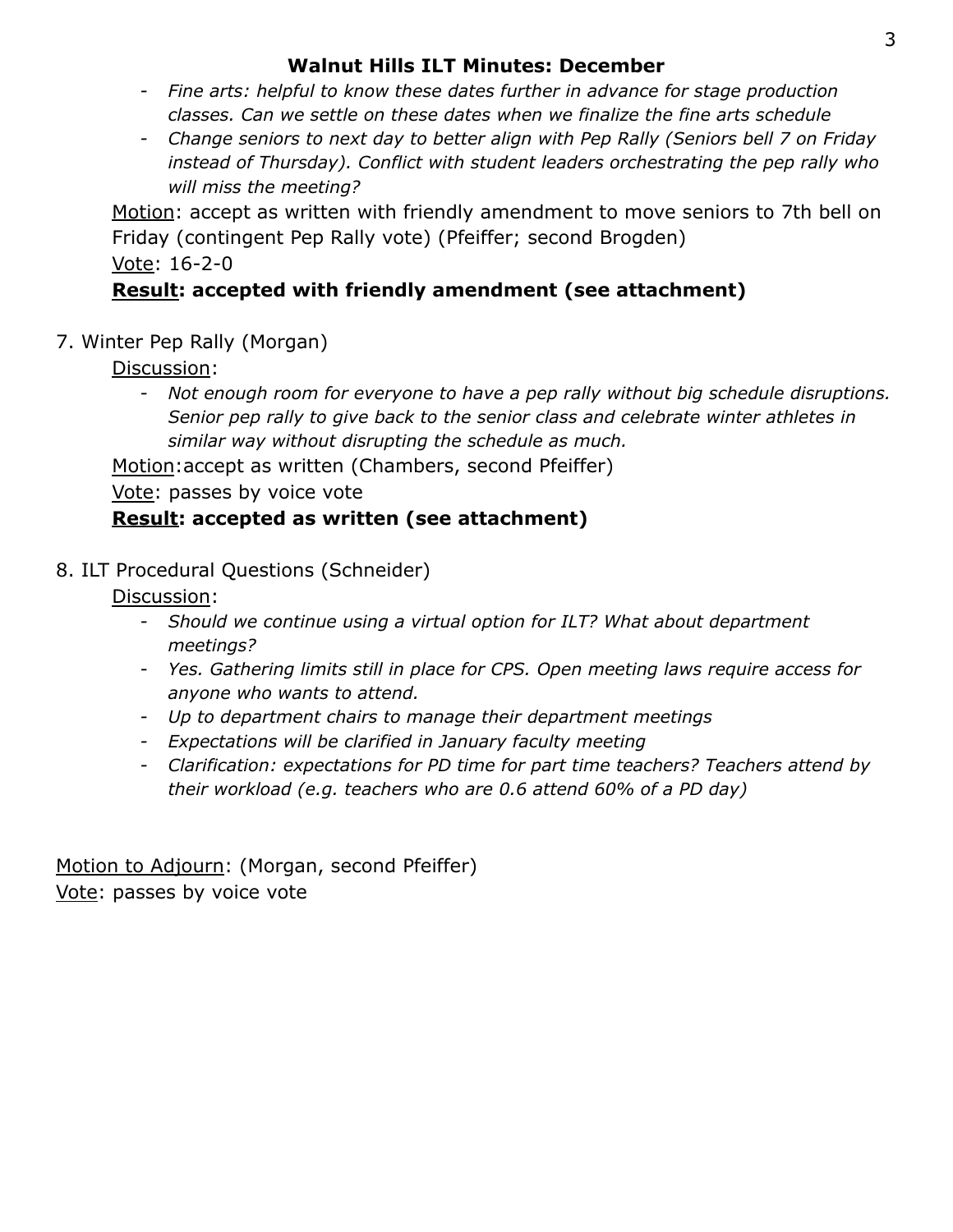- *Fine arts: helpful to know these dates further in advance for stage production classes. Can we settle on these dates when we finalize the fine arts schedule*
- *Change seniors to next day to better align with Pep Rally (Seniors bell 7 on Friday instead of Thursday). Conflict with student leaders orchestrating the pep rally who will miss the meeting?*

Motion: accept as written with friendly amendment to move seniors to 7th bell on Friday (contingent Pep Rally vote) (Pfeiffer; second Brogden)

Vote: 16-2-0

**Result: accepted with friendly amendment (see attachment)**

7. Winter Pep Rally (Morgan)

Discussion:

- *Not enough room for everyone to have a pep rally without big schedule disruptions. Senior pep rally to give back to the senior class and celebrate winter athletes in similar way without disrupting the schedule as much.*

Motion:accept as written (Chambers, second Pfeiffer)

Vote: passes by voice vote

**Result: accepted as written (see attachment)**

8. ILT Procedural Questions (Schneider)

Discussion:

- *Should we continue using a virtual option for ILT? What about department meetings?*
- *Yes. Gathering limits still in place for CPS. Open meeting laws require access for anyone who wants to attend.*
- *Up to department chairs to manage their department meetings*
- *Expectations will be clarified in January faculty meeting*
- *Clarification: expectations for PD time for part time teachers? Teachers attend by their workload (e.g. teachers who are 0.6 attend 60% of a PD day)*

Motion to Adjourn: (Morgan, second Pfeiffer)

Vote: passes by voice vote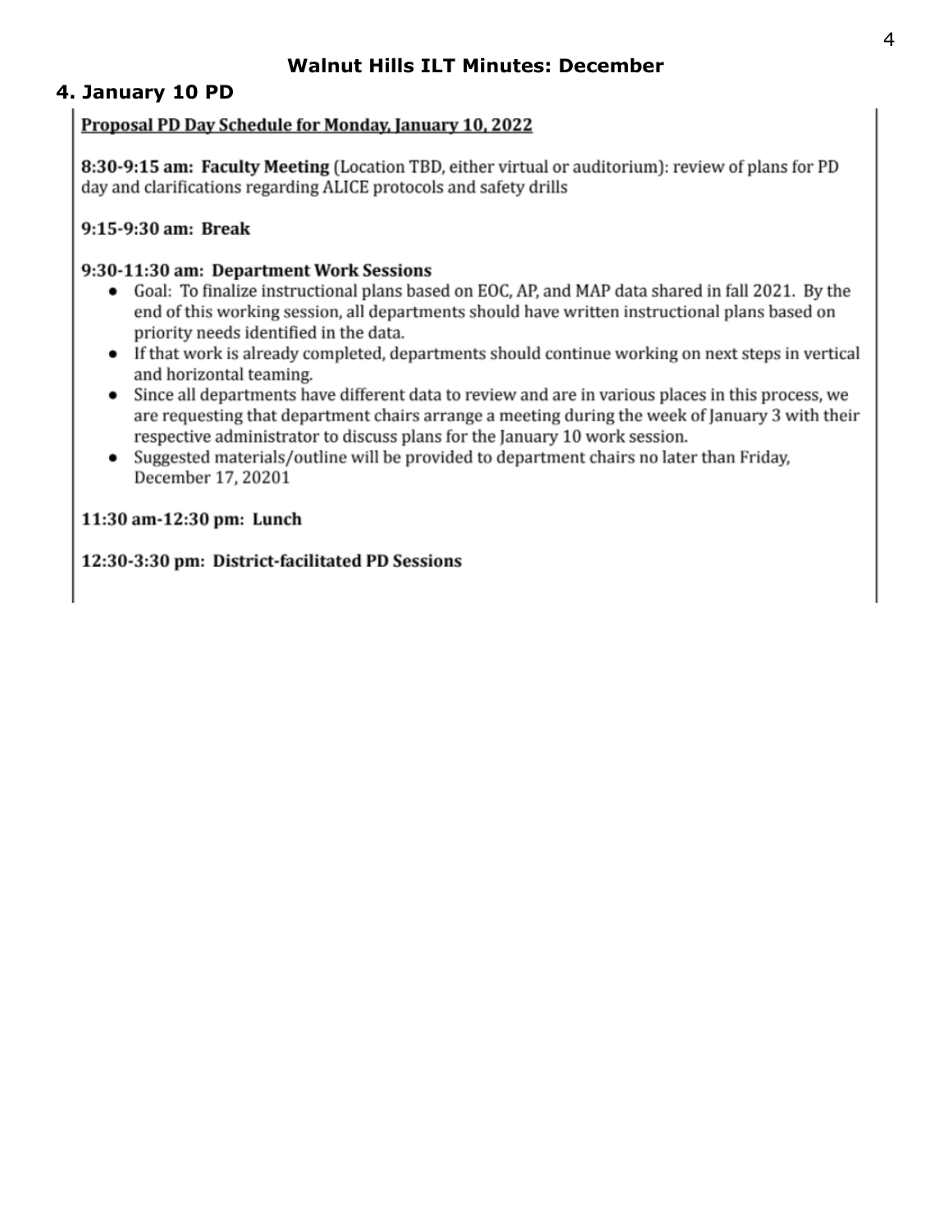## 4. January 10 PD

**Proposal PD Day Schedule for Monday, January 10, 2022**

**8:30-9:15 am: Faculty Meeting** (Location TBD, either virtual or auditorium): review of plans for PD day and clarifications regarding ALICE protocols and safety drills

**9:15-9:30 am: Break**

**9:30-11:30 am: Department Work Sessions**

- Goal: To finalize instructional plans based on EOC, AP, and MAP data shared in fall 2021. By the end of this working session, all departments should have written instructional plans based on priority needs identified in the data.
- If that work is already completed, departments should continue working on next steps in vertical and horizontal teaming.
- Since all departments have different data to review and are in various places in this process, we are requesting that department chairs arrange a meeting during the week of January 3 with their respective administrator to discuss plans for the January 10 work session.
- Suggested materials/outline will be provided to department chairs no later than Friday, December 17, 20201

**11:30 am-12:30 pm: Lunch**

**12:30-3:30 pm: District-facilitated PD Sessions**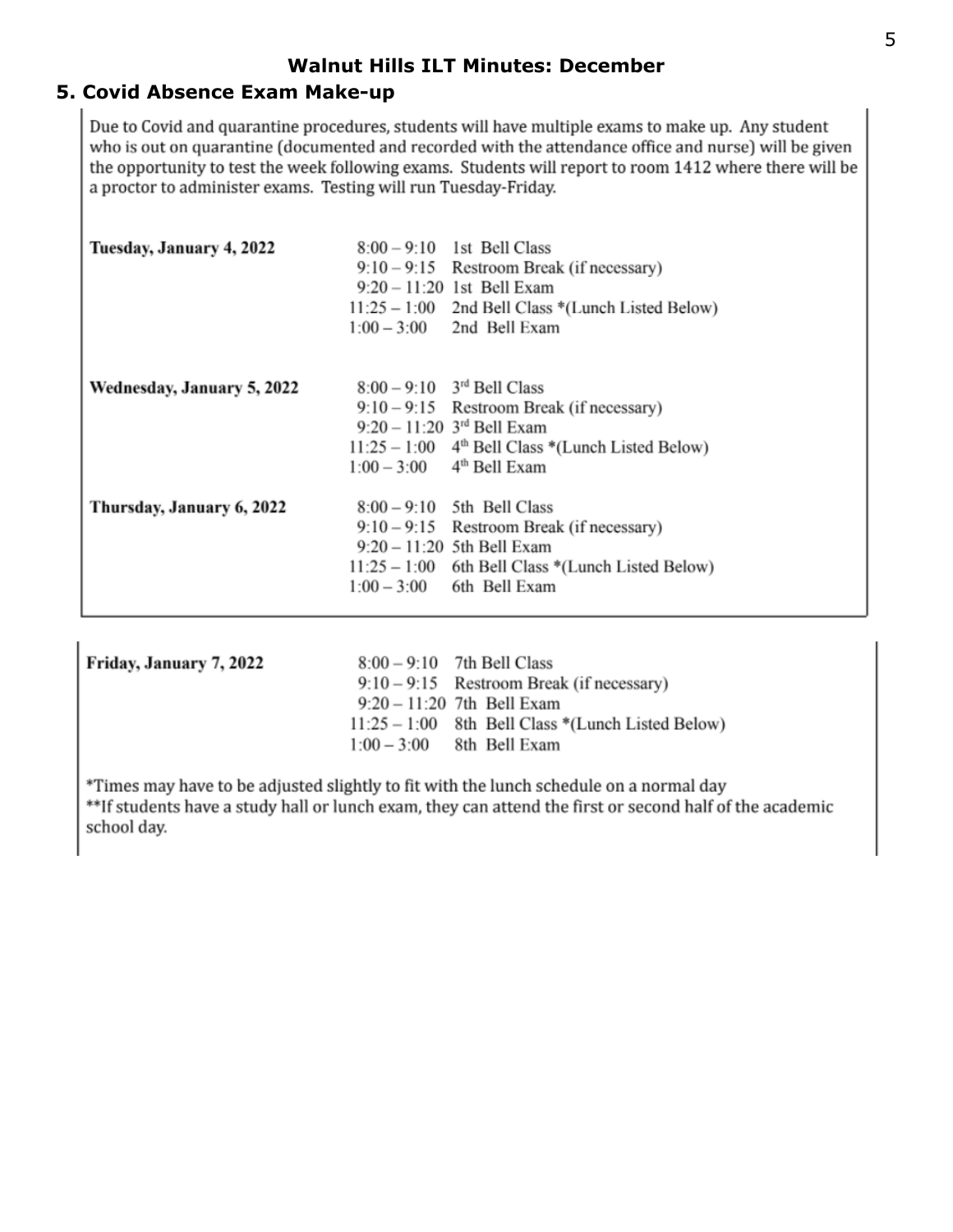## 5. Covid Absence Exam Make-up

Due to Covid and quarantine procedures, students will have multiple exams to make up. Any student who is out on quarantine (documented and recorded with the attendance office and nurse) will be given the opportunity to test the week following exams. Students will report to room 1412 where there will be a proctor to administer exams. Testing will run Tuesday-Friday.

| Day | Time | Activity |
|---|---|---|
| **Tuesday, January 4, 2022** | 8:00 – 9:10 | 1st Bell Class |
| | 9:10 – 9:15 | Restroom Break (if necessary) |
| | 9:20 – 11:20 | 1st Bell Exam |
| | 11:25 – 1:00 | 2nd Bell Class *(Lunch Listed Below) |
| | 1:00 – 3:00 | 2nd Bell Exam |
| **Wednesday, January 5, 2022** | 8:00 – 9:10 | 3rd Bell Class |
| | 9:10 – 9:15 | Restroom Break (if necessary) |
| | 9:20 – 11:20 | 3rd Bell Exam |
| | 11:25 – 1:00 | 4th Bell Class *(Lunch Listed Below) |
| | 1:00 – 3:00 | 4th Bell Exam |
| **Thursday, January 6, 2022** | 8:00 – 9:10 | 5th Bell Class |
| | 9:10 – 9:15 | Restroom Break (if necessary) |
| | 9:20 – 11:20 | 5th Bell Exam |
| | 11:25 – 1:00 | 6th Bell Class *(Lunch Listed Below) |
| | 1:00 – 3:00 | 6th Bell Exam |
| **Friday, January 7, 2022** | 8:00 – 9:10 | 7th Bell Class |
| | 9:10 – 9:15 | Restroom Break (if necessary) |
| | 9:20 – 11:20 | 7th Bell Exam |
| | 11:25 – 1:00 | 8th Bell Class *(Lunch Listed Below) |
| | 1:00 – 3:00 | 8th Bell Exam |

*Times may have to be adjusted slightly to fit with the lunch schedule on a normal day

**If students have a study hall or lunch exam, they can attend the first or second half of the academic school day.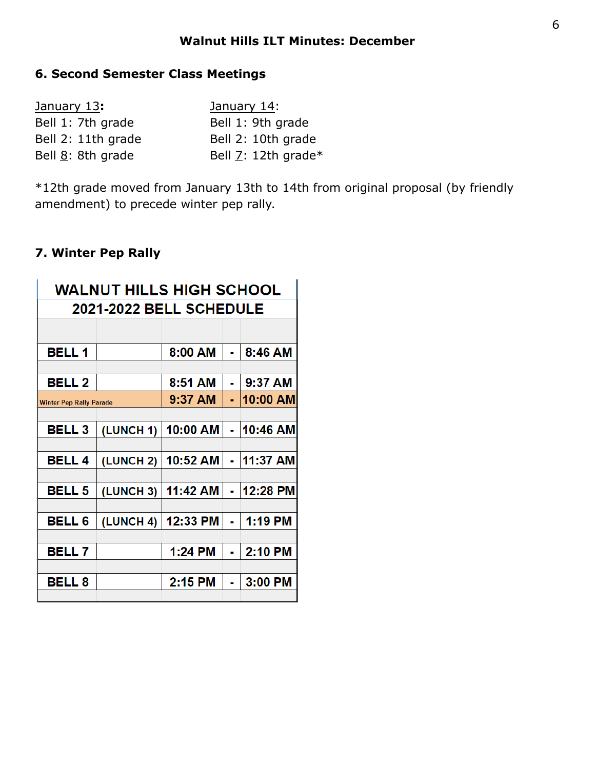**Walnut Hills ILT Minutes: December**

## 6. Second Semester Class Meetings

January 13:
Bell 1: 7th grade
Bell 2: 11th grade
Bell 8: 8th grade

January 14:
Bell 1: 9th grade
Bell 2: 10th grade
Bell 7: 12th grade*

*12th grade moved from January 13th to 14th from original proposal (by friendly amendment) to precede winter pep rally.

## 7. Winter Pep Rally

| WALNUT HILLS HIGH SCHOOL 2021-2022 BELL SCHEDULE | | | | |
|---|---|---|---|---|
| BELL 1 | | 8:00 AM | - | 8:46 AM |
| BELL 2 | | 8:51 AM | - | 9:37 AM |
| Winter Pep Rally Parade | | 9:37 AM | - | 10:00 AM |
| BELL 3 | (LUNCH 1) | 10:00 AM | - | 10:46 AM |
| BELL 4 | (LUNCH 2) | 10:52 AM | - | 11:37 AM |
| BELL 5 | (LUNCH 3) | 11:42 AM | - | 12:28 PM |
| BELL 6 | (LUNCH 4) | 12:33 PM | - | 1:19 PM |
| BELL 7 | | 1:24 PM | - | 2:10 PM |
| BELL 8 | | 2:15 PM | - | 3:00 PM |